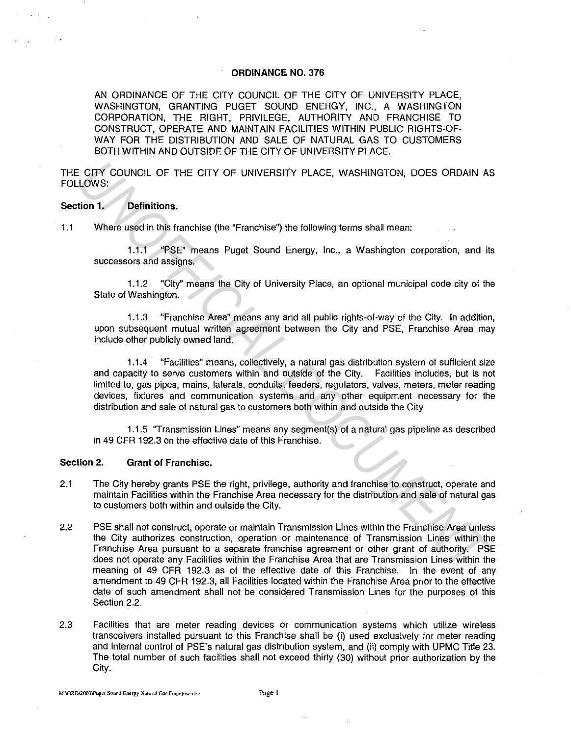# ORDINANCE NO. 376

AN ORDINANCE OF THE CITY COUNCIL OF THE CITY OF UNIVERSITY PLACE, WASHINGTON, GRANTING PUGET SOUND ENERGY, INC., A WASHINGTON CORPORATION, THE RIGHT, PRIVILEGE, AUTHORITY AND FRANCHISE TO CONSTRUCT, OPERATE AND MAINTAIN FACILITIES WITHIN PUBLIC RIGHTS-OF-WAY FOR THE DISTRIBUTION AND SALE OF NATURAL GAS TO CUSTOMERS BOTH WITHIN AND OUTSIDE OF THE CITY OF UNIVERSITY PLACE.

THE CITY COUNCIL OF THE CITY OF UNIVERSITY PLACE, WASHINGTON, DOES ORDAIN AS FOLLOWS:

## Section 1. Definitions.

1.1 Where used in this franchise (the "Franchise") the following terms shall mean:

1.1.1 "PSE" means Puget Sound Energy, Inc., a Washington corporation, and its successors and assigns.

1.1.2 "City" means the City of University Place, an optional municipal code city of the State of Washington.

1.1.3 "Franchise Area" means any and all public rights-of-way of the City. In addition, upon subsequent mutual written agreement between the City and PSE, Franchise Area may include other publicly owned land.

1.1.4 "Facilities" means, collectively, a natural gas distribution system of sufficient size and capacity to serve customers within and outside of the City. Facilities includes, but is not limited to, gas pipes, mains, laterals, conduits, feeders, regulators, valves, meters, meter reading devices, fixtures and communication systems and any other equipment necessary for the distribution and sale of natural gas to customers both within and outside the City

1.1.5 "Transmission Lines" means any segment(s) of a natural gas pipeline as described in 49 CFR 192.3 on the effective date of this Franchise.

## Section 2. Grant of Franchise.

2.1 The City hereby grants PSE the right, privilege, authority and franchise to construct, operate and maintain Facilities within the Franchise Area necessary for the distribution and sale of natural gas to customers both within and outside the City.

2.2 PSE shall not construct, operate or maintain Transmission Lines within the Franchise Area unless the City authorizes construction, operation or maintenance of Transmission Lines within the Franchise Area pursuant to a separate franchise agreement or other grant of authority. PSE does not operate any Facilities within the Franchise Area that are Transmission Lines within the meaning of 49 CFR 192.3 as of the effective date of this Franchise. In the event of any amendment to 49 CFR 192.3, all Facilities located within the Franchise Area prior to the effective date of such amendment shall not be considered Transmission Lines for the purposes of this Section 2.2.

2.3 Facilities that are meter reading devices or communication systems which utilize wireless transceivers installed pursuant to this Franchise shall be (i) used exclusively for meter reading and internal control of PSE's natural gas distribution system, and (ii) comply with UPMC Title 23. The total number of such facilities shall not exceed thirty (30) without prior authorization by the City.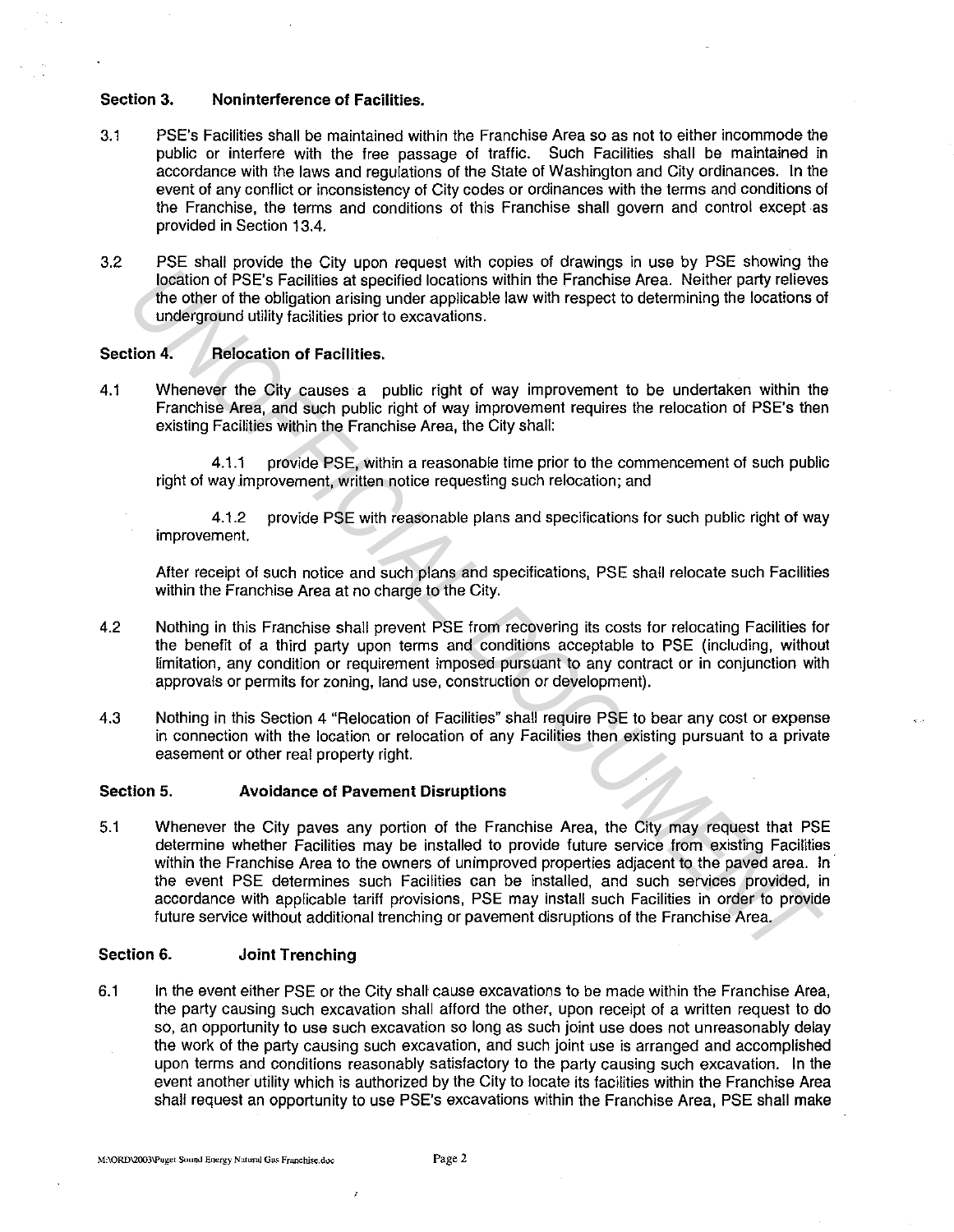## Section 3. Noninterference of Facilities.

3.1 PSE's Facilities shall be maintained within the Franchise Area so as not to either incommode the public or interfere with the free passage of traffic. Such Facilities shall be maintained in accordance with the laws and regulations of the State of Washington and City ordinances. In the event of any conflict or inconsistency of City codes or ordinances with the terms and conditions of the Franchise, the terms and conditions of this Franchise shall govern and control except as provided in Section 13.4.

3.2 PSE shall provide the City upon request with copies of drawings in use by PSE showing the location of PSE's Facilities at specified locations within the Franchise Area. Neither party relieves the other of the obligation arising under applicable law with respect to determining the locations of underground utility facilities prior to excavations.

## Section 4. Relocation of Facilities.

4.1 Whenever the City causes a public right of way improvement to be undertaken within the Franchise Area, and such public right of way improvement requires the relocation of PSE's then existing Facilities within the Franchise Area, the City shall:

4.1.1 provide PSE, within a reasonable time prior to the commencement of such public right of way improvement, written notice requesting such relocation; and

4.1.2 provide PSE with reasonable plans and specifications for such public right of way improvement.

After receipt of such notice and such plans and specifications, PSE shall relocate such Facilities within the Franchise Area at no charge to the City.

4.2 Nothing in this Franchise shall prevent PSE from recovering its costs for relocating Facilities for the benefit of a third party upon terms and conditions acceptable to PSE (including, without limitation, any condition or requirement imposed pursuant to any contract or in conjunction with approvals or permits for zoning, land use, construction or development).

4.3 Nothing in this Section 4 "Relocation of Facilities" shall require PSE to bear any cost or expense in connection with the location or relocation of any Facilities then existing pursuant to a private easement or other real property right.

## Section 5. Avoidance of Pavement Disruptions

5.1 Whenever the City paves any portion of the Franchise Area, the City may request that PSE determine whether Facilities may be installed to provide future service from existing Facilities within the Franchise Area to the owners of unimproved properties adjacent to the paved area. In the event PSE determines such Facilities can be installed, and such services provided, in accordance with applicable tariff provisions, PSE may install such Facilities in order to provide future service without additional trenching or pavement disruptions of the Franchise Area.

## Section 6. Joint Trenching

6.1 In the event either PSE or the City shall cause excavations to be made within the Franchise Area, the party causing such excavation shall afford the other, upon receipt of a written request to do so, an opportunity to use such excavation so long as such joint use does not unreasonably delay the work of the party causing such excavation, and such joint use is arranged and accomplished upon terms and conditions reasonably satisfactory to the party causing such excavation. In the event another utility which is authorized by the City to locate its facilities within the Franchise Area shall request an opportunity to use PSE's excavations within the Franchise Area, PSE shall make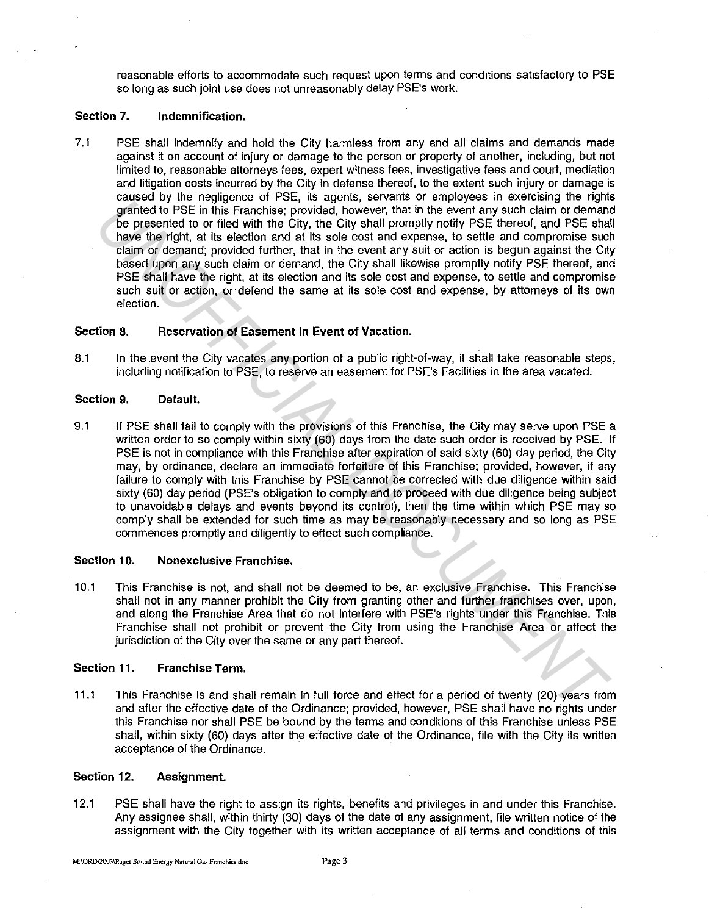reasonable efforts to accommodate such request upon terms and conditions satisfactory to PSE so long as such joint use does not unreasonably delay PSE's work.

**Section 7. Indemnification.**

7.1 PSE shall indemnify and hold the City harmless from any and all claims and demands made against it on account of injury or damage to the person or property of another, including, but not limited to, reasonable attorneys fees, expert witness fees, investigative fees and court, mediation and litigation costs incurred by the City in defense thereof, to the extent such injury or damage is caused by the negligence of PSE, its agents, servants or employees in exercising the rights granted to PSE in this Franchise; provided, however, that in the event any such claim or demand be presented to or filed with the City, the City shall promptly notify PSE thereof, and PSE shall have the right, at its election and at its sole cost and expense, to settle and compromise such claim or demand; provided further, that in the event any suit or action is begun against the City based upon any such claim or demand, the City shall likewise promptly notify PSE thereof, and PSE shall have the right, at its election and its sole cost and expense, to settle and compromise such suit or action, or defend the same at its sole cost and expense, by attorneys of its own election.

**Section 8. Reservation of Easement in Event of Vacation.**

8.1 In the event the City vacates any portion of a public right-of-way, it shall take reasonable steps, including notification to PSE, to reserve an easement for PSE's Facilities in the area vacated.

**Section 9. Default.**

9.1 If PSE shall fail to comply with the provisions of this Franchise, the City may serve upon PSE a written order to so comply within sixty (60) days from the date such order is received by PSE. If PSE is not in compliance with this Franchise after expiration of said sixty (60) day period, the City may, by ordinance, declare an immediate forfeiture of this Franchise; provided, however, if any failure to comply with this Franchise by PSE cannot be corrected with due diligence within said sixty (60) day period (PSE's obligation to comply and to proceed with due diligence being subject to unavoidable delays and events beyond its control), then the time within which PSE may so comply shall be extended for such time as may be reasonably necessary and so long as PSE commences promptly and diligently to effect such compliance.

**Section 10. Nonexclusive Franchise.**

10.1 This Franchise is not, and shall not be deemed to be, an exclusive Franchise. This Franchise shall not in any manner prohibit the City from granting other and further franchises over, upon, and along the Franchise Area that do not interfere with PSE's rights under this Franchise. This Franchise shall not prohibit or prevent the City from using the Franchise Area or affect the jurisdiction of the City over the same or any part thereof.

**Section 11. Franchise Term.**

11.1 This Franchise is and shall remain in full force and effect for a period of twenty (20) years from and after the effective date of the Ordinance; provided, however, PSE shall have no rights under this Franchise nor shall PSE be bound by the terms and conditions of this Franchise unless PSE shall, within sixty (60) days after the effective date of the Ordinance, file with the City its written acceptance of the Ordinance.

**Section 12. Assignment.**

12.1 PSE shall have the right to assign its rights, benefits and privileges in and under this Franchise. Any assignee shall, within thirty (30) days of the date of any assignment, file written notice of the assignment with the City together with its written acceptance of all terms and conditions of this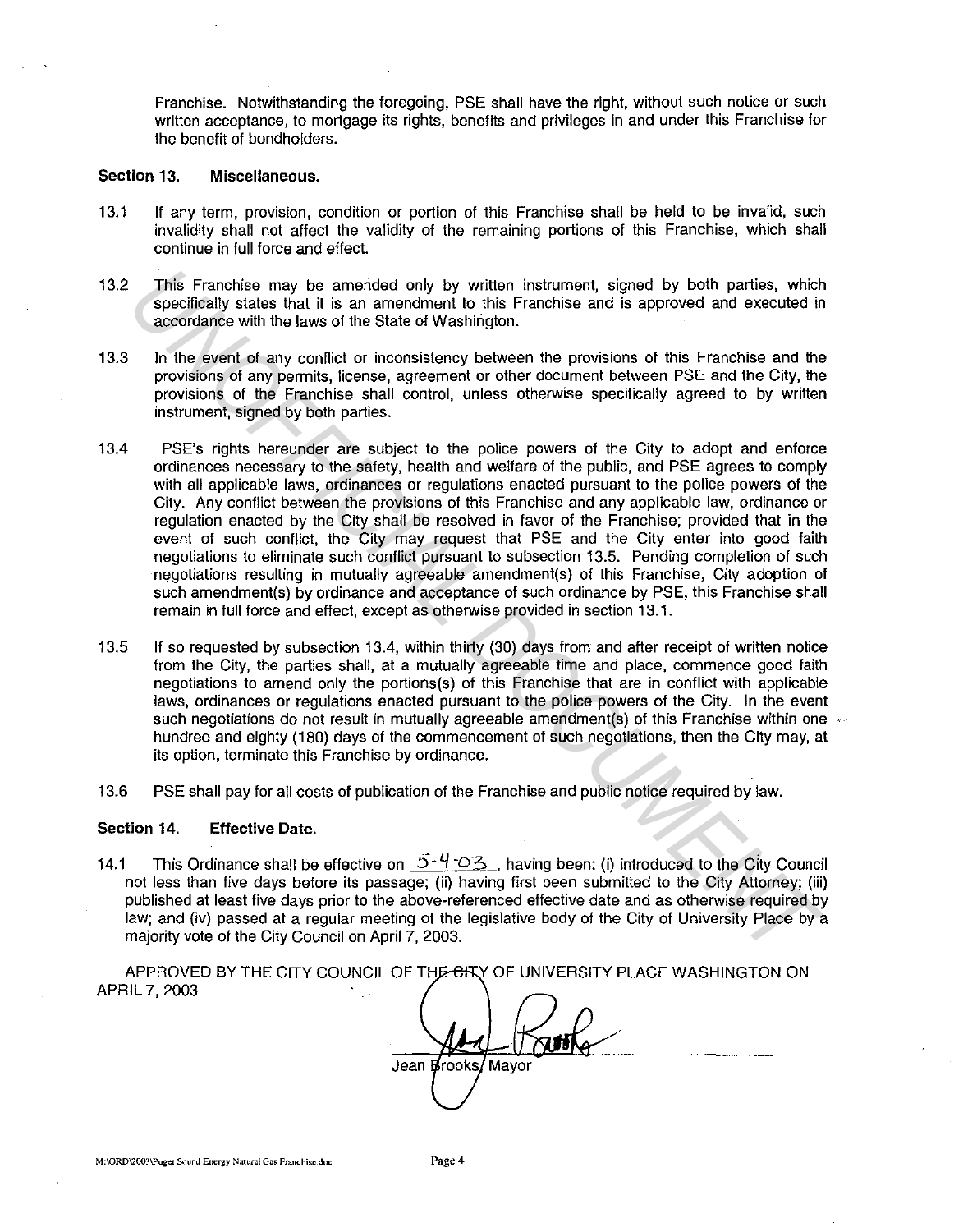Franchise. Notwithstanding the foregoing, PSE shall have the right, without such notice or such written acceptance, to mortgage its rights, benefits and privileges in and under this Franchise for the benefit of bondholders.

**Section 13. Miscellaneous.**

13.1 If any term, provision, condition or portion of this Franchise shall be held to be invalid, such invalidity shall not affect the validity of the remaining portions of this Franchise, which shall continue in full force and effect.

13.2 This Franchise may be amended only by written instrument, signed by both parties, which specifically states that it is an amendment to this Franchise and is approved and executed in accordance with the laws of the State of Washington.

13.3 In the event of any conflict or inconsistency between the provisions of this Franchise and the provisions of any permits, license, agreement or other document between PSE and the City, the provisions of the Franchise shall control, unless otherwise specifically agreed to by written instrument, signed by both parties.

13.4 PSE's rights hereunder are subject to the police powers of the City to adopt and enforce ordinances necessary to the safety, health and welfare of the public, and PSE agrees to comply with all applicable laws, ordinances or regulations enacted pursuant to the police powers of the City. Any conflict between the provisions of this Franchise and any applicable law, ordinance or regulation enacted by the City shall be resolved in favor of the Franchise; provided that in the event of such conflict, the City may request that PSE and the City enter into good faith negotiations to eliminate such conflict pursuant to subsection 13.5. Pending completion of such negotiations resulting in mutually agreeable amendment(s) of this Franchise, City adoption of such amendment(s) by ordinance and acceptance of such ordinance by PSE, this Franchise shall remain in full force and effect, except as otherwise provided in section 13.1.

13.5 If so requested by subsection 13.4, within thirty (30) days from and after receipt of written notice from the City, the parties shall, at a mutually agreeable time and place, commence good faith negotiations to amend only the portions(s) of this Franchise that are in conflict with applicable laws, ordinances or regulations enacted pursuant to the police powers of the City. In the event such negotiations do not result in mutually agreeable amendment(s) of this Franchise within one hundred and eighty (180) days of the commencement of such negotiations, then the City may, at its option, terminate this Franchise by ordinance.

13.6 PSE shall pay for all costs of publication of the Franchise and public notice required by law.

**Section 14. Effective Date.**

14.1 This Ordinance shall be effective on 5-4-03, having been: (i) introduced to the City Council not less than five days before its passage; (ii) having first been submitted to the City Attorney; (iii) published at least five days prior to the above-referenced effective date and as otherwise required by law; and (iv) passed at a regular meeting of the legislative body of the City of University Place by a majority vote of the City Council on April 7, 2003.

APPROVED BY THE CITY COUNCIL OF THE CITY OF UNIVERSITY PLACE WASHINGTON ON APRIL 7, 2003

Jean Brooks, Mayor

M:\ORD\2003\Puget Sound Energy Natural Gas Franchise.doc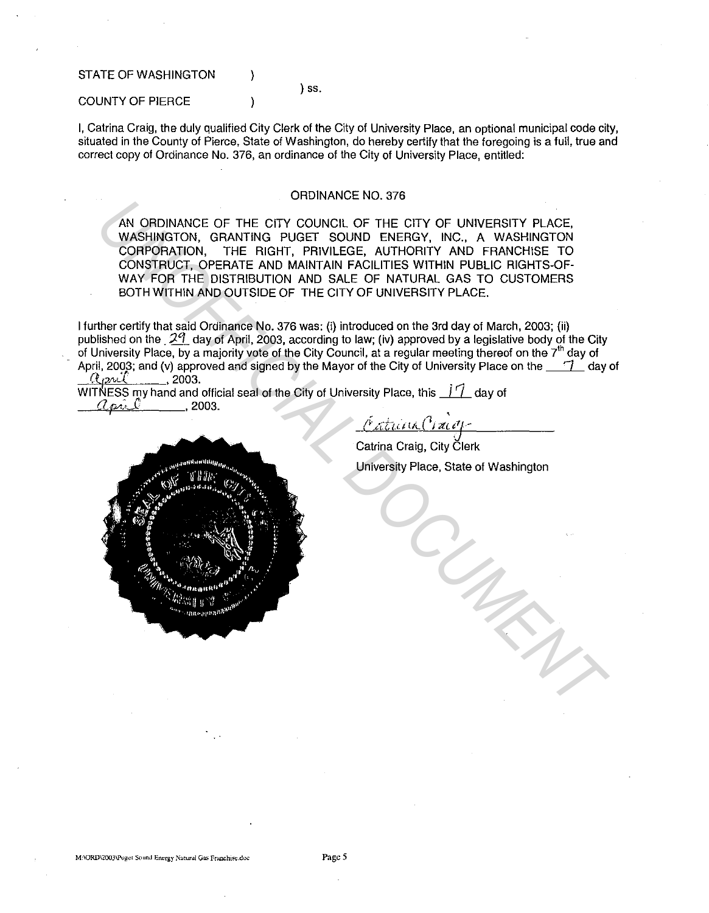STATE OF WASHINGTON )
) ss.
COUNTY OF PIERCE )

I, Catrina Craig, the duly qualified City Clerk of the City of University Place, an optional municipal code city, situated in the County of Pierce, State of Washington, do hereby certify that the foregoing is a full, true and correct copy of Ordinance No. 376, an ordinance of the City of University Place, entitled:

ORDINANCE NO. 376

AN ORDINANCE OF THE CITY COUNCIL OF THE CITY OF UNIVERSITY PLACE, WASHINGTON, GRANTING PUGET SOUND ENERGY, INC., A WASHINGTON CORPORATION, THE RIGHT, PRIVILEGE, AUTHORITY AND FRANCHISE TO CONSTRUCT, OPERATE AND MAINTAIN FACILITIES WITHIN PUBLIC RIGHTS-OF-WAY FOR THE DISTRIBUTION AND SALE OF NATURAL GAS TO CUSTOMERS BOTH WITHIN AND OUTSIDE OF THE CITY OF UNIVERSITY PLACE.

I further certify that said Ordinance No. 376 was: (i) introduced on the 3rd day of March, 2003; (ii) published on the 29 day of April, 2003, according to law; (iv) approved by a legislative body of the City of University Place, by a majority vote of the City Council, at a regular meeting thereof on the 7th day of April, 2003; and (v) approved and signed by the Mayor of the City of University Place on the 7 day of April, 2003.

WITNESS my hand and official seal of the City of University Place, this 17 day of April, 2003.

*Catrina Craig*

Catrina Craig, City Clerk
University Place, State of Washington

M:\ORD\2003\Puget Sound Energy Natural Gas Franchise.doc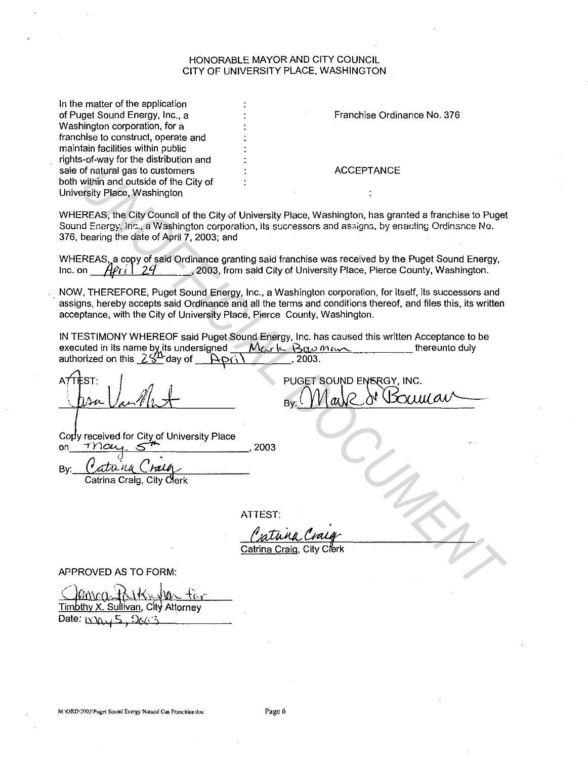HONORABLE MAYOR AND CITY COUNCIL
CITY OF UNIVERSITY PLACE, WASHINGTON

| | | |
|---|---|---|
| In the matter of the application of Puget Sound Energy, Inc., a Washington corporation, for a franchise to construct, operate and maintain facilities within public rights-of-way for the distribution and sale of natural gas to customers both within and outside of the City of University Place, Washington | : | Franchise Ordinance No. 376<br><br>ACCEPTANCE |

WHEREAS, the City Council of the City of University Place, Washington, has granted a franchise to Puget Sound Energy, Inc., a Washington corporation, its successors and assigns, by enacting Ordinance No. 376, bearing the date of April 7, 2003; and

WHEREAS, a copy of said Ordinance granting said franchise was received by the Puget Sound Energy, Inc. on April 24, 2003, from said City of University Place, Pierce County, Washington.

NOW, THEREFORE, Puget Sound Energy, Inc., a Washington corporation, for itself, its successors and assigns, hereby accepts said Ordinance and all the terms and conditions thereof, and files this, its written acceptance, with the City of University Place, Pierce County, Washington.

IN TESTIMONY WHEREOF said Puget Sound Energy, Inc. has caused this written Acceptance to be executed in its name by its undersigned Mark Bowman thereunto duly authorized on this 28th day of April, 2003.

ATTEST:

[signature]

PUGET SOUND ENERGY, INC.

By: [signature: Mark S. Bowman]

Copy received for City of University Place on May 5th, 2003

By: [signature: Catrina Craig]
Catrina Craig, City Clerk

ATTEST:

[signature: Catrina Craig]
Catrina Craig, City Clerk

APPROVED AS TO FORM:

[signature] for
Timothy X. Sullivan, City Attorney
Date: May 5, 2003

M:\ORD\2003\Puget Sound Energy Natural Gas Franchise.doc